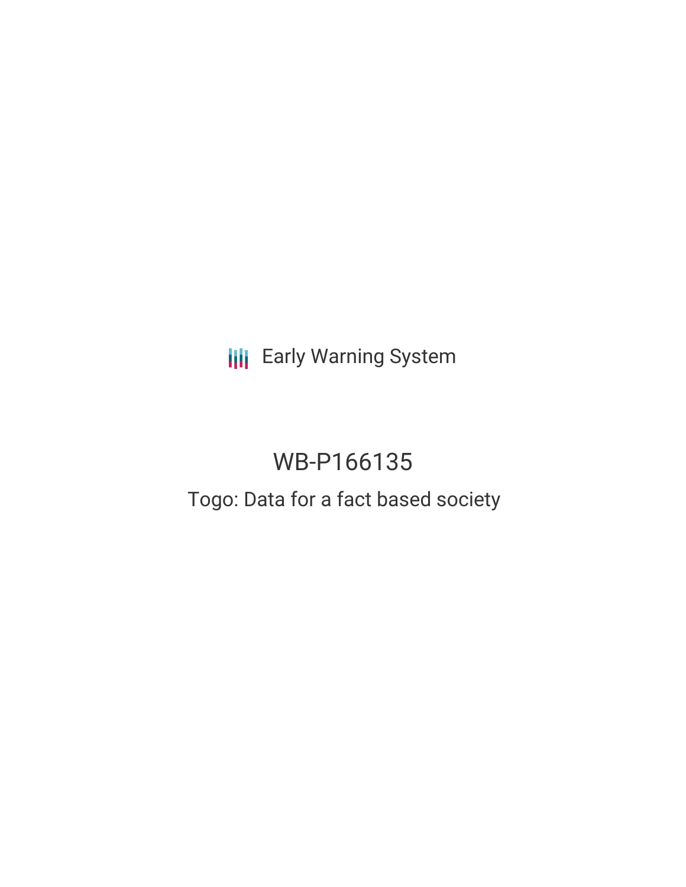Early Warning System

# WB-P166135

## Togo: Data for a fact based society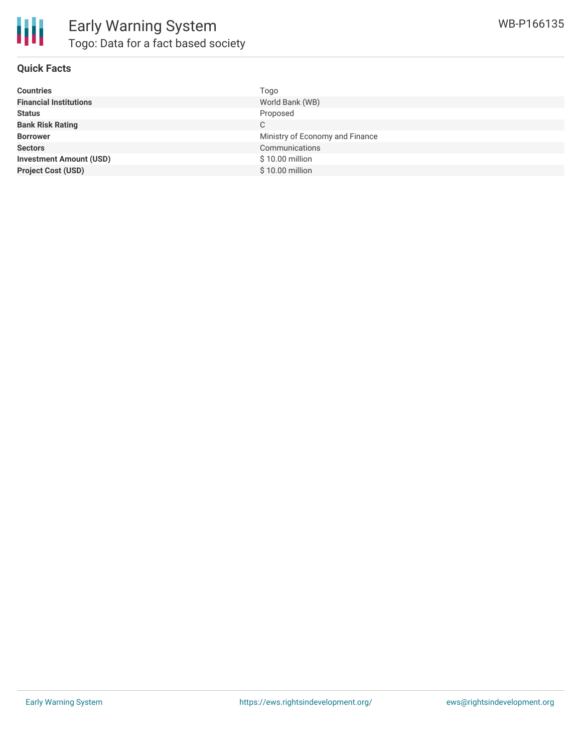# Early Warning System

## Togo: Data for a fact based society

WB-P166135

### Quick Facts

| | |
|---|---|
| **Countries** | Togo |
| **Financial Institutions** | World Bank (WB) |
| **Status** | Proposed |
| **Bank Risk Rating** | C |
| **Borrower** | Ministry of Economy and Finance |
| **Sectors** | Communications |
| **Investment Amount (USD)** | $ 10.00 million |
| **Project Cost (USD)** | $ 10.00 million |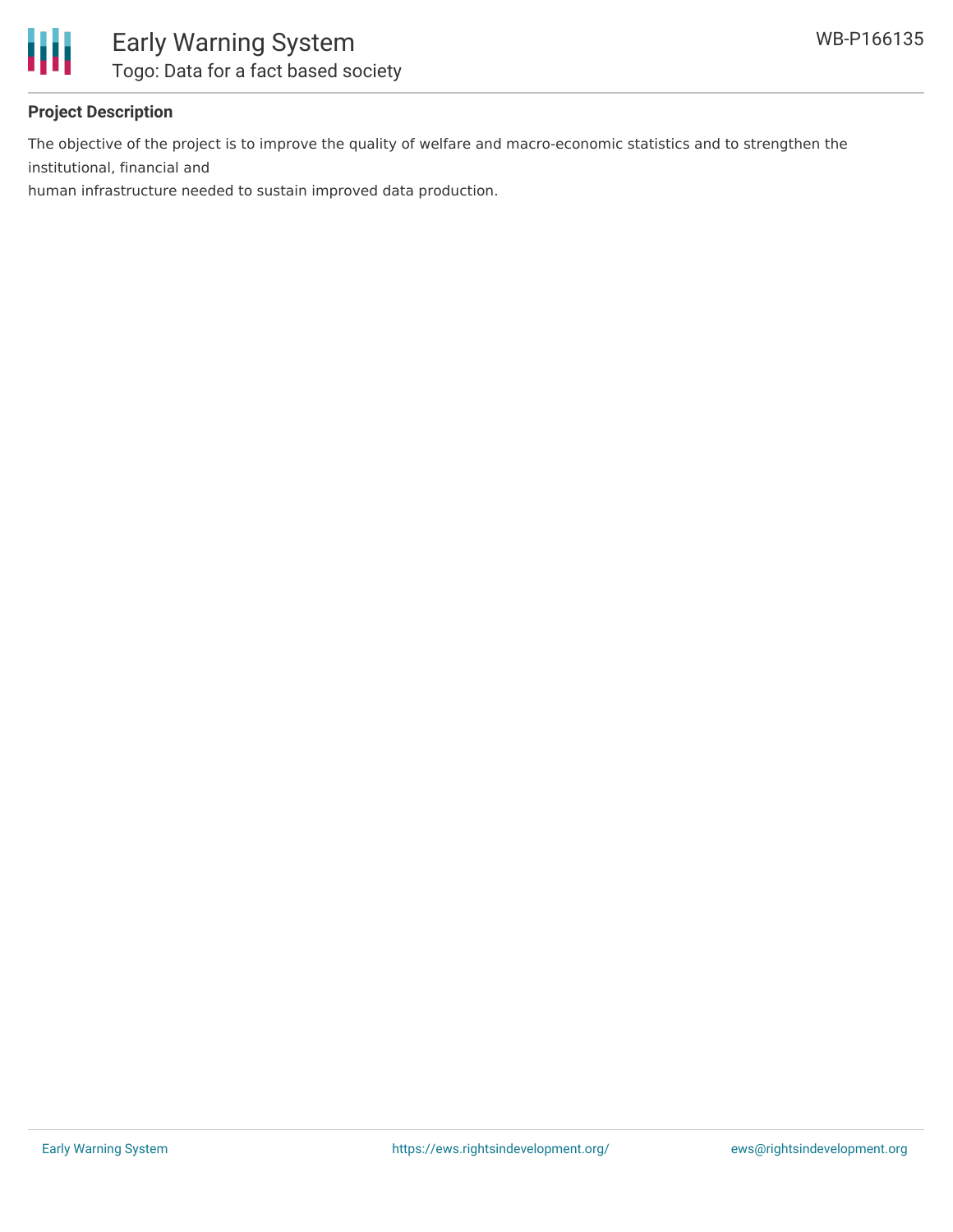**Project Description**

The objective of the project is to improve the quality of welfare and macro-economic statistics and to strengthen the institutional, financial and
human infrastructure needed to sustain improved data production.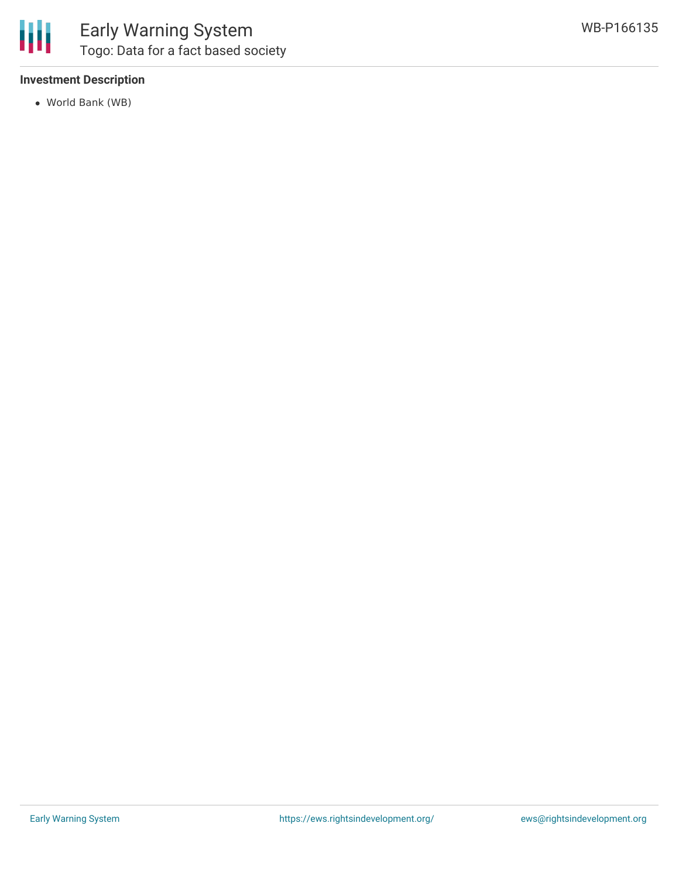**Investment Description**

- World Bank (WB)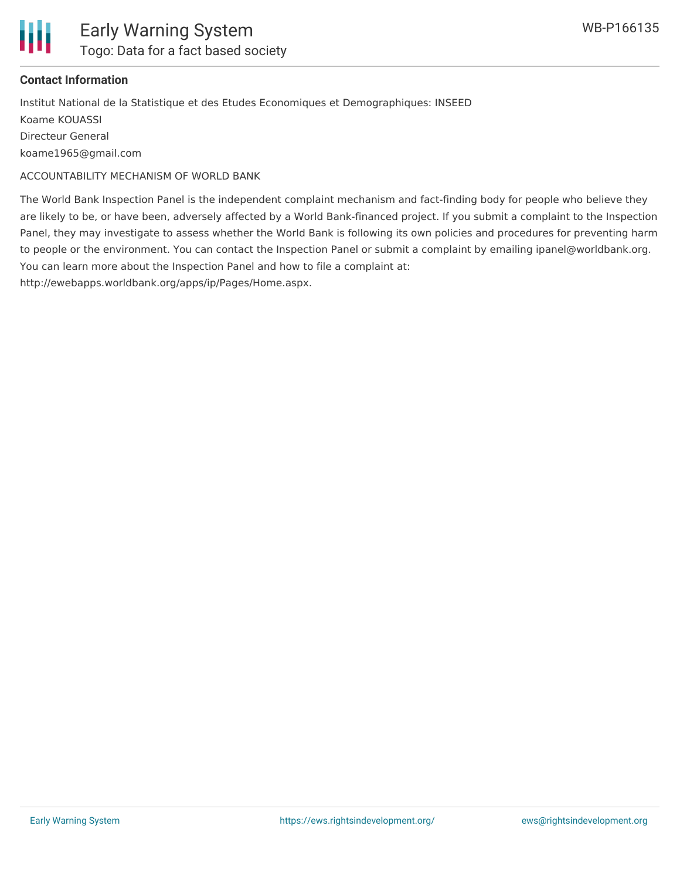**Contact Information**

Institut National de la Statistique et des Etudes Economiques et Demographiques: INSEED
Koame KOUASSI
Directeur General
koame1965@gmail.com

ACCOUNTABILITY MECHANISM OF WORLD BANK

The World Bank Inspection Panel is the independent complaint mechanism and fact-finding body for people who believe they are likely to be, or have been, adversely affected by a World Bank-financed project. If you submit a complaint to the Inspection Panel, they may investigate to assess whether the World Bank is following its own policies and procedures for preventing harm to people or the environment. You can contact the Inspection Panel or submit a complaint by emailing ipanel@worldbank.org. You can learn more about the Inspection Panel and how to file a complaint at: http://ewebapps.worldbank.org/apps/ip/Pages/Home.aspx.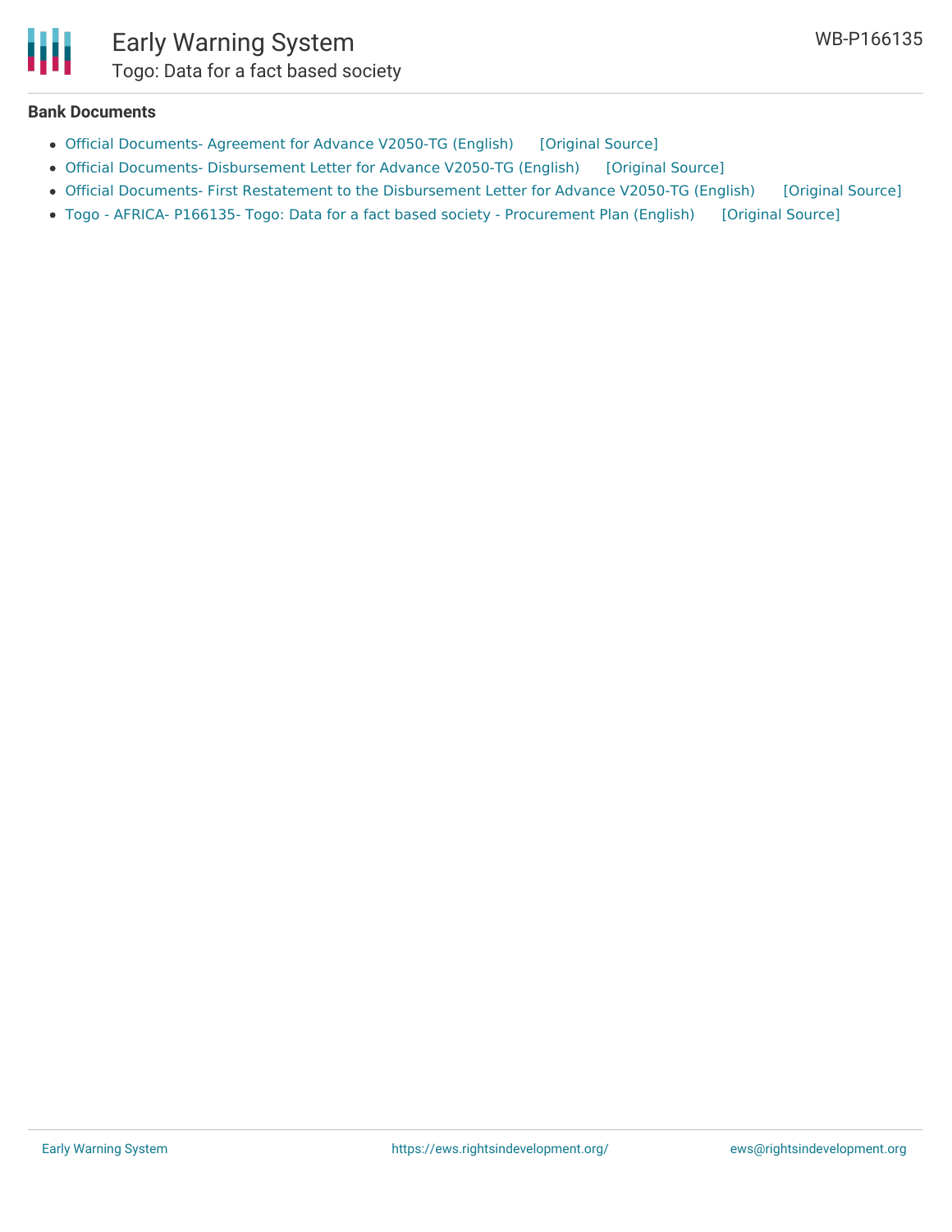**Bank Documents**

- Official Documents- Agreement for Advance V2050-TG (English) [Original Source]
- Official Documents- Disbursement Letter for Advance V2050-TG (English) [Original Source]
- Official Documents- First Restatement to the Disbursement Letter for Advance V2050-TG (English) [Original Source]
- Togo - AFRICA- P166135- Togo: Data for a fact based society - Procurement Plan (English) [Original Source]